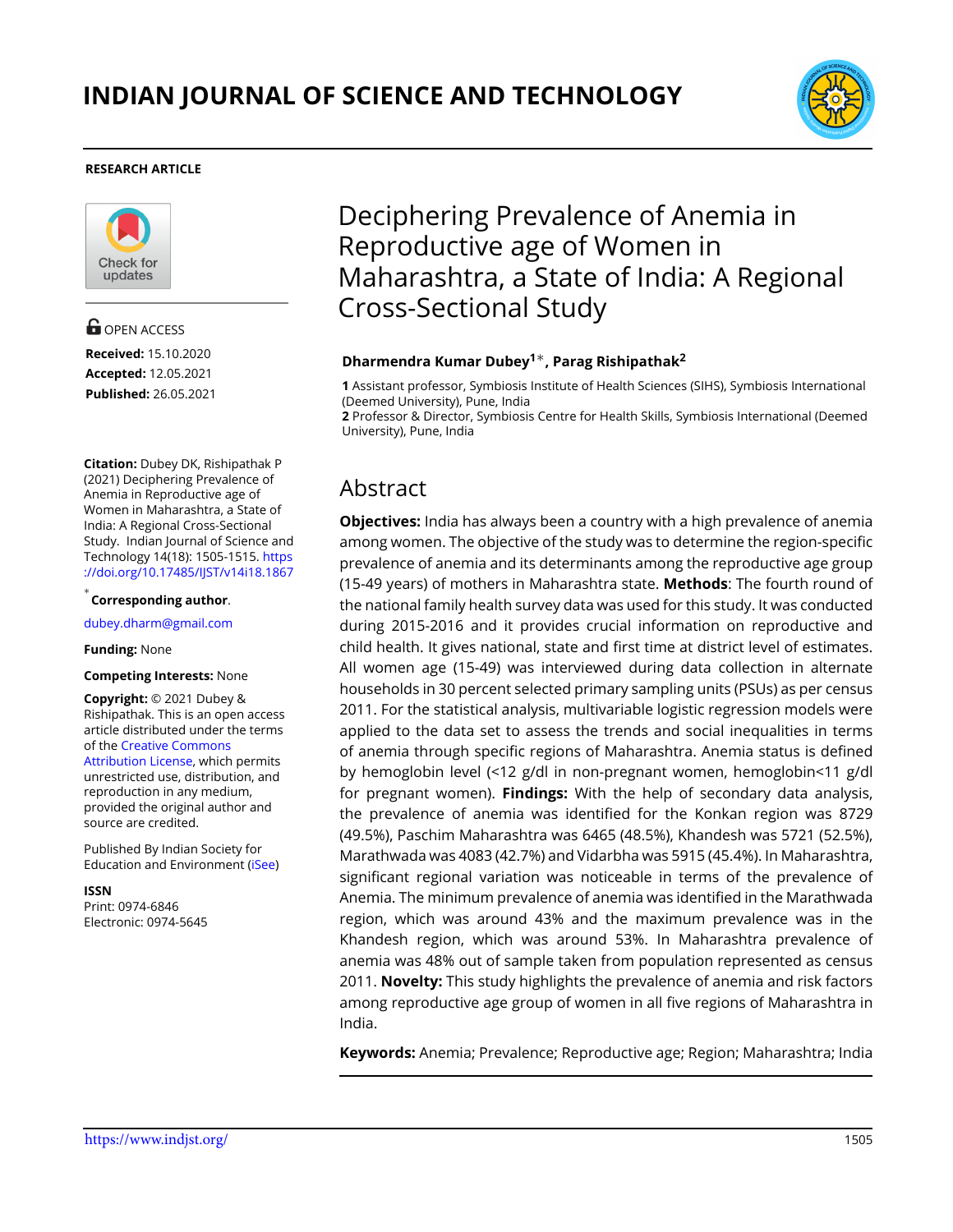INDIAN JOURNAL OF SCIENCE AND TECHNOLOGY

**RESEARCH ARTICLE**

OPEN ACCESS

**Received:** 15.10.2020

**Accepted:** 12.05.2021

**Published:** 26.05.2021

**Citation:** Dubey DK, Rishipathak P (2021) Deciphering Prevalence of Anemia in Reproductive age of Women in Maharashtra, a State of India: A Regional Cross-Sectional Study. Indian Journal of Science and Technology 14(18): 1505-1515. https://doi.org/10.17485/IJST/v14i18.1867

* **Corresponding author**.

dubey.dharm@gmail.com

**Funding:** None

**Competing Interests:** None

**Copyright:** © 2021 Dubey & Rishipathak. This is an open access article distributed under the terms of the Creative Commons Attribution License, which permits unrestricted use, distribution, and reproduction in any medium, provided the original author and source are credited.

Published By Indian Society for Education and Environment (iSee)

**ISSN**

Print: 0974-6846

Electronic: 0974-5645

# Deciphering Prevalence of Anemia in Reproductive age of Women in Maharashtra, a State of India: A Regional Cross-Sectional Study

**Dharmendra Kumar Dubey[1]*, Parag Rishipathak[2]**

**1** Assistant professor, Symbiosis Institute of Health Sciences (SIHS), Symbiosis International (Deemed University), Pune, India

**2** Professor & Director, Symbiosis Centre for Health Skills, Symbiosis International (Deemed University), Pune, India

## Abstract

**Objectives:** India has always been a country with a high prevalence of anemia among women. The objective of the study was to determine the region-specific prevalence of anemia and its determinants among the reproductive age group (15-49 years) of mothers in Maharashtra state. **Methods**: The fourth round of the national family health survey data was used for this study. It was conducted during 2015-2016 and it provides crucial information on reproductive and child health. It gives national, state and first time at district level of estimates. All women age (15-49) was interviewed during data collection in alternate households in 30 percent selected primary sampling units (PSUs) as per census 2011. For the statistical analysis, multivariable logistic regression models were applied to the data set to assess the trends and social inequalities in terms of anemia through specific regions of Maharashtra. Anemia status is defined by hemoglobin level (<12 g/dl in non-pregnant women, hemoglobin<11 g/dl for pregnant women). **Findings:** With the help of secondary data analysis, the prevalence of anemia was identified for the Konkan region was 8729 (49.5%), Paschim Maharashtra was 6465 (48.5%), Khandesh was 5721 (52.5%), Marathwada was 4083 (42.7%) and Vidarbha was 5915 (45.4%). In Maharashtra, significant regional variation was noticeable in terms of the prevalence of Anemia. The minimum prevalence of anemia was identified in the Marathwada region, which was around 43% and the maximum prevalence was in the Khandesh region, which was around 53%. In Maharashtra prevalence of anemia was 48% out of sample taken from population represented as census 2011. **Novelty:** This study highlights the prevalence of anemia and risk factors among reproductive age group of women in all five regions of Maharashtra in India.

**Keywords:** Anemia; Prevalence; Reproductive age; Region; Maharashtra; India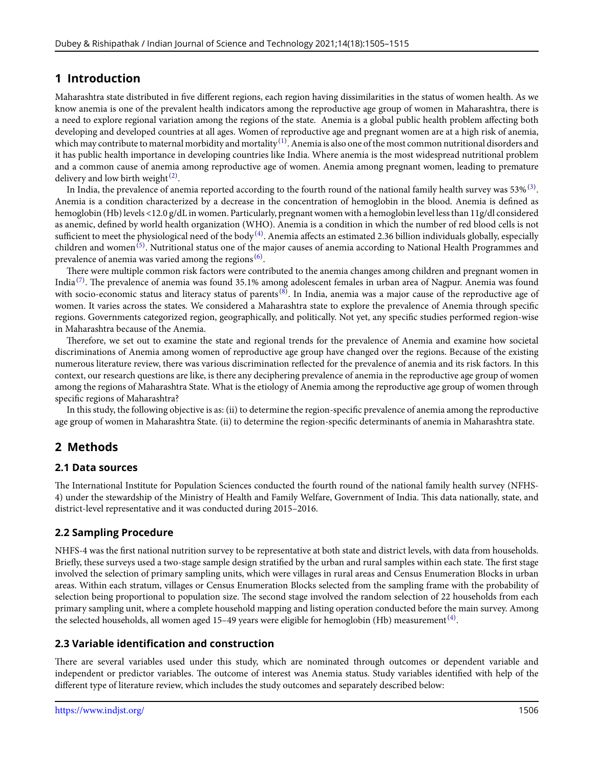## 1 Introduction

Maharashtra state distributed in five different regions, each region having dissimilarities in the status of women health. As we know anemia is one of the prevalent health indicators among the reproductive age group of women in Maharashtra, there is a need to explore regional variation among the regions of the state. Anemia is a global public health problem affecting both developing and developed countries at all ages. Women of reproductive age and pregnant women are at a high risk of anemia, which may contribute to maternal morbidity and mortality[1]. Anemia is also one of the most common nutritional disorders and it has public health importance in developing countries like India. Where anemia is the most widespread nutritional problem and a common cause of anemia among reproductive age of women. Anemia among pregnant women, leading to premature delivery and low birth weight[2].

In India, the prevalence of anemia reported according to the fourth round of the national family health survey was 53%[3]. Anemia is a condition characterized by a decrease in the concentration of hemoglobin in the blood. Anemia is defined as hemoglobin (Hb) levels <12.0 g/dL in women. Particularly, pregnant women with a hemoglobin level less than 11g/dl considered as anemic, defined by world health organization (WHO). Anemia is a condition in which the number of red blood cells is not sufficient to meet the physiological need of the body[4]. Anemia affects an estimated 2.36 billion individuals globally, especially children and women[5]. Nutritional status one of the major causes of anemia according to National Health Programmes and prevalence of anemia was varied among the regions[6].

There were multiple common risk factors were contributed to the anemia changes among children and pregnant women in India[7]. The prevalence of anemia was found 35.1% among adolescent females in urban area of Nagpur. Anemia was found with socio-economic status and literacy status of parents[8]. In India, anemia was a major cause of the reproductive age of women. It varies across the states. We considered a Maharashtra state to explore the prevalence of Anemia through specific regions. Governments categorized region, geographically, and politically. Not yet, any specific studies performed region-wise in Maharashtra because of the Anemia.

Therefore, we set out to examine the state and regional trends for the prevalence of Anemia and examine how societal discriminations of Anemia among women of reproductive age group have changed over the regions. Because of the existing numerous literature review, there was various discrimination reflected for the prevalence of anemia and its risk factors. In this context, our research questions are like, is there any deciphering prevalence of anemia in the reproductive age group of women among the regions of Maharashtra State. What is the etiology of Anemia among the reproductive age group of women through specific regions of Maharashtra?

In this study, the following objective is as: (ii) to determine the region-specific prevalence of anemia among the reproductive age group of women in Maharashtra State. (ii) to determine the region-specific determinants of anemia in Maharashtra state.

## 2 Methods

### 2.1 Data sources

The International Institute for Population Sciences conducted the fourth round of the national family health survey (NFHS-4) under the stewardship of the Ministry of Health and Family Welfare, Government of India. This data nationally, state, and district-level representative and it was conducted during 2015–2016.

### 2.2 Sampling Procedure

NHFS-4 was the first national nutrition survey to be representative at both state and district levels, with data from households. Briefly, these surveys used a two-stage sample design stratified by the urban and rural samples within each state. The first stage involved the selection of primary sampling units, which were villages in rural areas and Census Enumeration Blocks in urban areas. Within each stratum, villages or Census Enumeration Blocks selected from the sampling frame with the probability of selection being proportional to population size. The second stage involved the random selection of 22 households from each primary sampling unit, where a complete household mapping and listing operation conducted before the main survey. Among the selected households, all women aged 15–49 years were eligible for hemoglobin (Hb) measurement[4].

### 2.3 Variable identification and construction

There are several variables used under this study, which are nominated through outcomes or dependent variable and independent or predictor variables. The outcome of interest was Anemia status. Study variables identified with help of the different type of literature review, which includes the study outcomes and separately described below: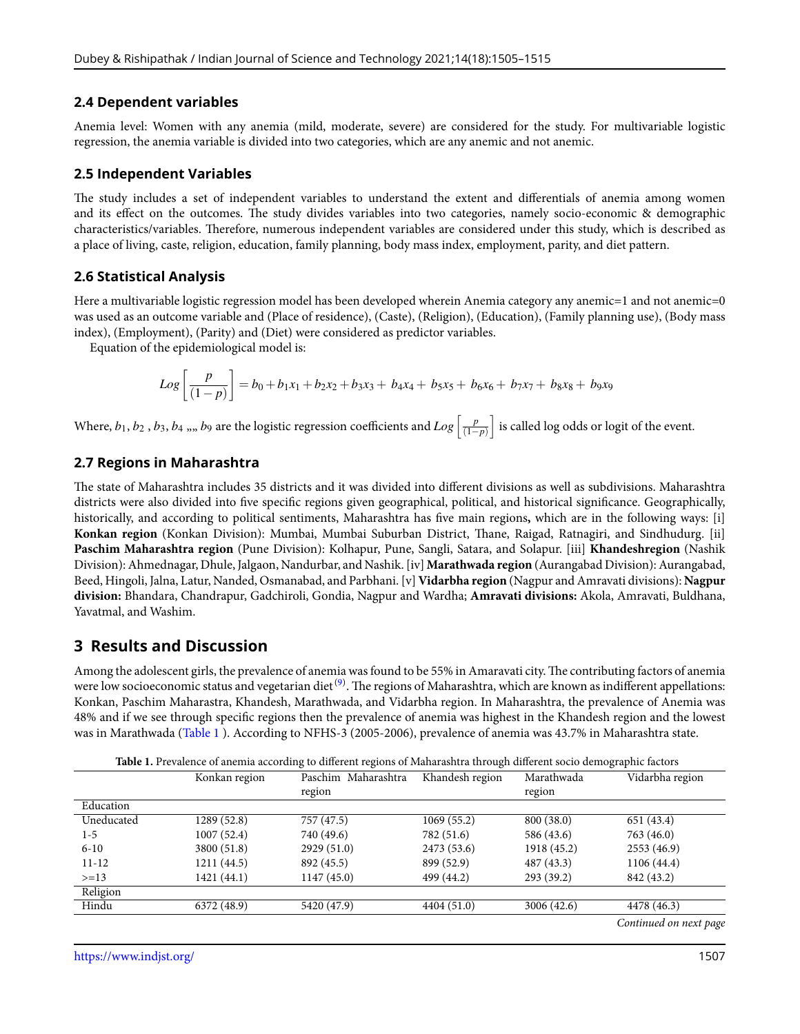### 2.4 Dependent variables

Anemia level: Women with any anemia (mild, moderate, severe) are considered for the study. For multivariable logistic regression, the anemia variable is divided into two categories, which are any anemic and not anemic.

### 2.5 Independent Variables

The study includes a set of independent variables to understand the extent and differentials of anemia among women and its effect on the outcomes. The study divides variables into two categories, namely socio-economic & demographic characteristics/variables. Therefore, numerous independent variables are considered under this study, which is described as a place of living, caste, religion, education, family planning, body mass index, employment, parity, and diet pattern.

### 2.6 Statistical Analysis

Here a multivariable logistic regression model has been developed wherein Anemia category any anemic=1 and not anemic=0 was used as an outcome variable and (Place of residence), (Caste), (Religion), (Education), (Family planning use), (Body mass index), (Employment), (Parity) and (Diet) were considered as predictor variables.

Equation of the epidemiological model is:

$$Log\left[\frac{p}{(1-p)}\right] = b_0 + b_1x_1 + b_2x_2 + b_3x_3 + b_4x_4 + b_5x_5 + b_6x_6 + b_7x_7 + b_8x_8 + b_9x_9$$

Where, $b_1, b_2, b_3, b_4$ ,,,, $b_9$ are the logistic regression coefficients and $Log\left[\frac{p}{(1-p)}\right]$ is called log odds or logit of the event.

### 2.7 Regions in Maharashtra

The state of Maharashtra includes 35 districts and it was divided into different divisions as well as subdivisions. Maharashtra districts were also divided into five specific regions given geographical, political, and historical significance. Geographically, historically, and according to political sentiments, Maharashtra has five main regions**,** which are in the following ways: [i] **Konkan region** (Konkan Division): Mumbai, Mumbai Suburban District, Thane, Raigad, Ratnagiri, and Sindhudurg. [ii] **Paschim Maharashtra region** (Pune Division): Kolhapur, Pune, Sangli, Satara, and Solapur. [iii] **Khandeshregion** (Nashik Division): Ahmednagar, Dhule, Jalgaon, Nandurbar, and Nashik. [iv] **Marathwada region** (Aurangabad Division): Aurangabad, Beed, Hingoli, Jalna, Latur, Nanded, Osmanabad, and Parbhani. [v] **Vidarbha region** (Nagpur and Amravati divisions): **Nagpur division:** Bhandara, Chandrapur, Gadchiroli, Gondia, Nagpur and Wardha; **Amravati divisions:** Akola, Amravati, Buldhana, Yavatmal, and Washim.

## 3 Results and Discussion

Among the adolescent girls, the prevalence of anemia was found to be 55% in Amaravati city. The contributing factors of anemia were low socioeconomic status and vegetarian diet[9]. The regions of Maharashtra, which are known as indifferent appellations: Konkan, Paschim Maharastra, Khandesh, Marathwada, and Vidarbha region. In Maharashtra, the prevalence of Anemia was 48% and if we see through specific regions then the prevalence of anemia was highest in the Khandesh region and the lowest was in Marathwada (Table 1 ). According to NFHS-3 (2005-2006), prevalence of anemia was 43.7% in Maharashtra state.

**Table 1.** Prevalence of anemia according to different regions of Maharashtra through different socio demographic factors

| | Konkan region | Paschim Maharashtra region | Khandesh region | Marathwada region | Vidarbha region |
|---|---|---|---|---|---|
| Education | | | | | |
| Uneducated | 1289 (52.8) | 757 (47.5) | 1069 (55.2) | 800 (38.0) | 651 (43.4) |
| 1-5 | 1007 (52.4) | 740 (49.6) | 782 (51.6) | 586 (43.6) | 763 (46.0) |
| 6-10 | 3800 (51.8) | 2929 (51.0) | 2473 (53.6) | 1918 (45.2) | 2553 (46.9) |
| 11-12 | 1211 (44.5) | 892 (45.5) | 899 (52.9) | 487 (43.3) | 1106 (44.4) |
| >=13 | 1421 (44.1) | 1147 (45.0) | 499 (44.2) | 293 (39.2) | 842 (43.2) |
| Religion | | | | | |
| Hindu | 6372 (48.9) | 5420 (47.9) | 4404 (51.0) | 3006 (42.6) | 4478 (46.3) |

*Continued on next page*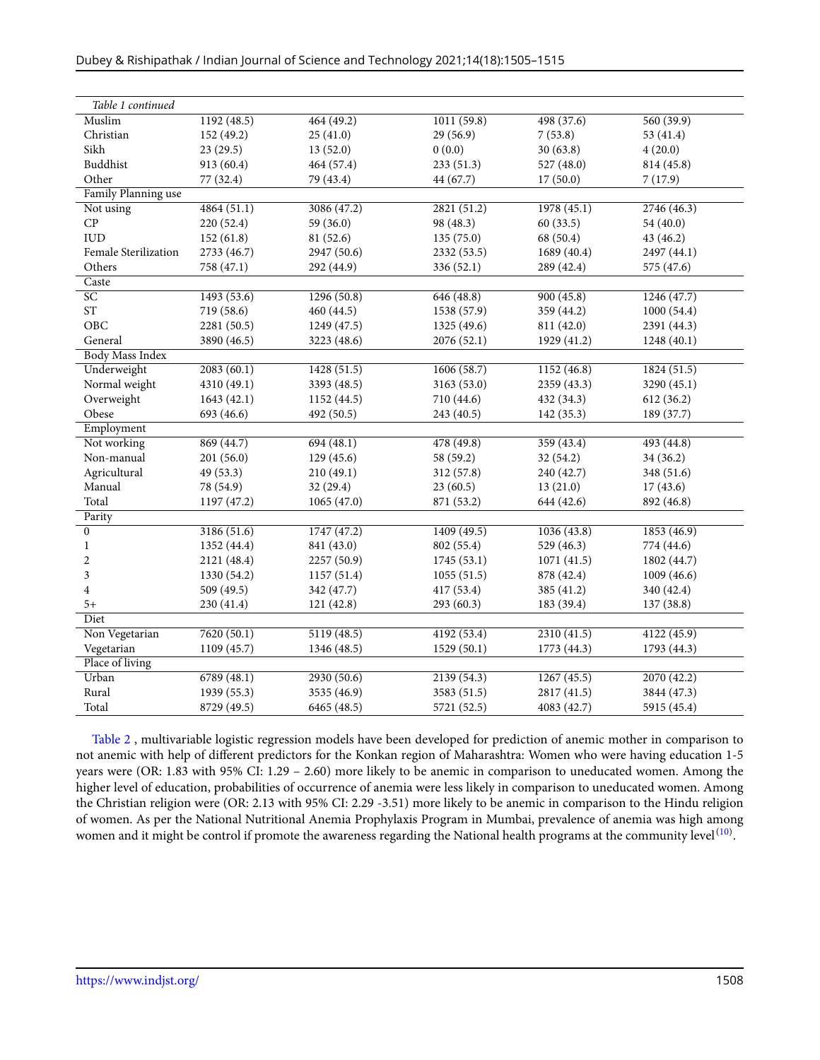| *Table 1 continued* | | | | | |
|---|---|---|---|---|---|
| Muslim | 1192 (48.5) | 464 (49.2) | 1011 (59.8) | 498 (37.6) | 560 (39.9) |
| Christian | 152 (49.2) | 25 (41.0) | 29 (56.9) | 7 (53.8) | 53 (41.4) |
| Sikh | 23 (29.5) | 13 (52.0) | 0 (0.0) | 30 (63.8) | 4 (20.0) |
| Buddhist | 913 (60.4) | 464 (57.4) | 233 (51.3) | 527 (48.0) | 814 (45.8) |
| Other | 77 (32.4) | 79 (43.4) | 44 (67.7) | 17 (50.0) | 7 (17.9) |
| Family Planning use | | | | | |
| Not using | 4864 (51.1) | 3086 (47.2) | 2821 (51.2) | 1978 (45.1) | 2746 (46.3) |
| CP | 220 (52.4) | 59 (36.0) | 98 (48.3) | 60 (33.5) | 54 (40.0) |
| IUD | 152 (61.8) | 81 (52.6) | 135 (75.0) | 68 (50.4) | 43 (46.2) |
| Female Sterilization | 2733 (46.7) | 2947 (50.6) | 2332 (53.5) | 1689 (40.4) | 2497 (44.1) |
| Others | 758 (47.1) | 292 (44.9) | 336 (52.1) | 289 (42.4) | 575 (47.6) |
| Caste | | | | | |
| SC | 1493 (53.6) | 1296 (50.8) | 646 (48.8) | 900 (45.8) | 1246 (47.7) |
| ST | 719 (58.6) | 460 (44.5) | 1538 (57.9) | 359 (44.2) | 1000 (54.4) |
| OBC | 2281 (50.5) | 1249 (47.5) | 1325 (49.6) | 811 (42.0) | 2391 (44.3) |
| General | 3890 (46.5) | 3223 (48.6) | 2076 (52.1) | 1929 (41.2) | 1248 (40.1) |
| Body Mass Index | | | | | |
| Underweight | 2083 (60.1) | 1428 (51.5) | 1606 (58.7) | 1152 (46.8) | 1824 (51.5) |
| Normal weight | 4310 (49.1) | 3393 (48.5) | 3163 (53.0) | 2359 (43.3) | 3290 (45.1) |
| Overweight | 1643 (42.1) | 1152 (44.5) | 710 (44.6) | 432 (34.3) | 612 (36.2) |
| Obese | 693 (46.6) | 492 (50.5) | 243 (40.5) | 142 (35.3) | 189 (37.7) |
| Employment | | | | | |
| Not working | 869 (44.7) | 694 (48.1) | 478 (49.8) | 359 (43.4) | 493 (44.8) |
| Non-manual | 201 (56.0) | 129 (45.6) | 58 (59.2) | 32 (54.2) | 34 (36.2) |
| Agricultural | 49 (53.3) | 210 (49.1) | 312 (57.8) | 240 (42.7) | 348 (51.6) |
| Manual | 78 (54.9) | 32 (29.4) | 23 (60.5) | 13 (21.0) | 17 (43.6) |
| Total | 1197 (47.2) | 1065 (47.0) | 871 (53.2) | 644 (42.6) | 892 (46.8) |
| Parity | | | | | |
| 0 | 3186 (51.6) | 1747 (47.2) | 1409 (49.5) | 1036 (43.8) | 1853 (46.9) |
| 1 | 1352 (44.4) | 841 (43.0) | 802 (55.4) | 529 (46.3) | 774 (44.6) |
| 2 | 2121 (48.4) | 2257 (50.9) | 1745 (53.1) | 1071 (41.5) | 1802 (44.7) |
| 3 | 1330 (54.2) | 1157 (51.4) | 1055 (51.5) | 878 (42.4) | 1009 (46.6) |
| 4 | 509 (49.5) | 342 (47.7) | 417 (53.4) | 385 (41.2) | 340 (42.4) |
| 5+ | 230 (41.4) | 121 (42.8) | 293 (60.3) | 183 (39.4) | 137 (38.8) |
| Diet | | | | | |
| Non Vegetarian | 7620 (50.1) | 5119 (48.5) | 4192 (53.4) | 2310 (41.5) | 4122 (45.9) |
| Vegetarian | 1109 (45.7) | 1346 (48.5) | 1529 (50.1) | 1773 (44.3) | 1793 (44.3) |
| Place of living | | | | | |
| Urban | 6789 (48.1) | 2930 (50.6) | 2139 (54.3) | 1267 (45.5) | 2070 (42.2) |
| Rural | 1939 (55.3) | 3535 (46.9) | 3583 (51.5) | 2817 (41.5) | 3844 (47.3) |
| Total | 8729 (49.5) | 6465 (48.5) | 5721 (52.5) | 4083 (42.7) | 5915 (45.4) |

Table 2 , multivariable logistic regression models have been developed for prediction of anemic mother in comparison to not anemic with help of different predictors for the Konkan region of Maharashtra: Women who were having education 1-5 years were (OR: 1.83 with 95% CI: 1.29 – 2.60) more likely to be anemic in comparison to uneducated women. Among the higher level of education, probabilities of occurrence of anemia were less likely in comparison to uneducated women. Among the Christian religion were (OR: 2.13 with 95% CI: 2.29 -3.51) more likely to be anemic in comparison to the Hindu religion of women. As per the National Nutritional Anemia Prophylaxis Program in Mumbai, prevalence of anemia was high among women and it might be control if promote the awareness regarding the National health programs at the community level[10].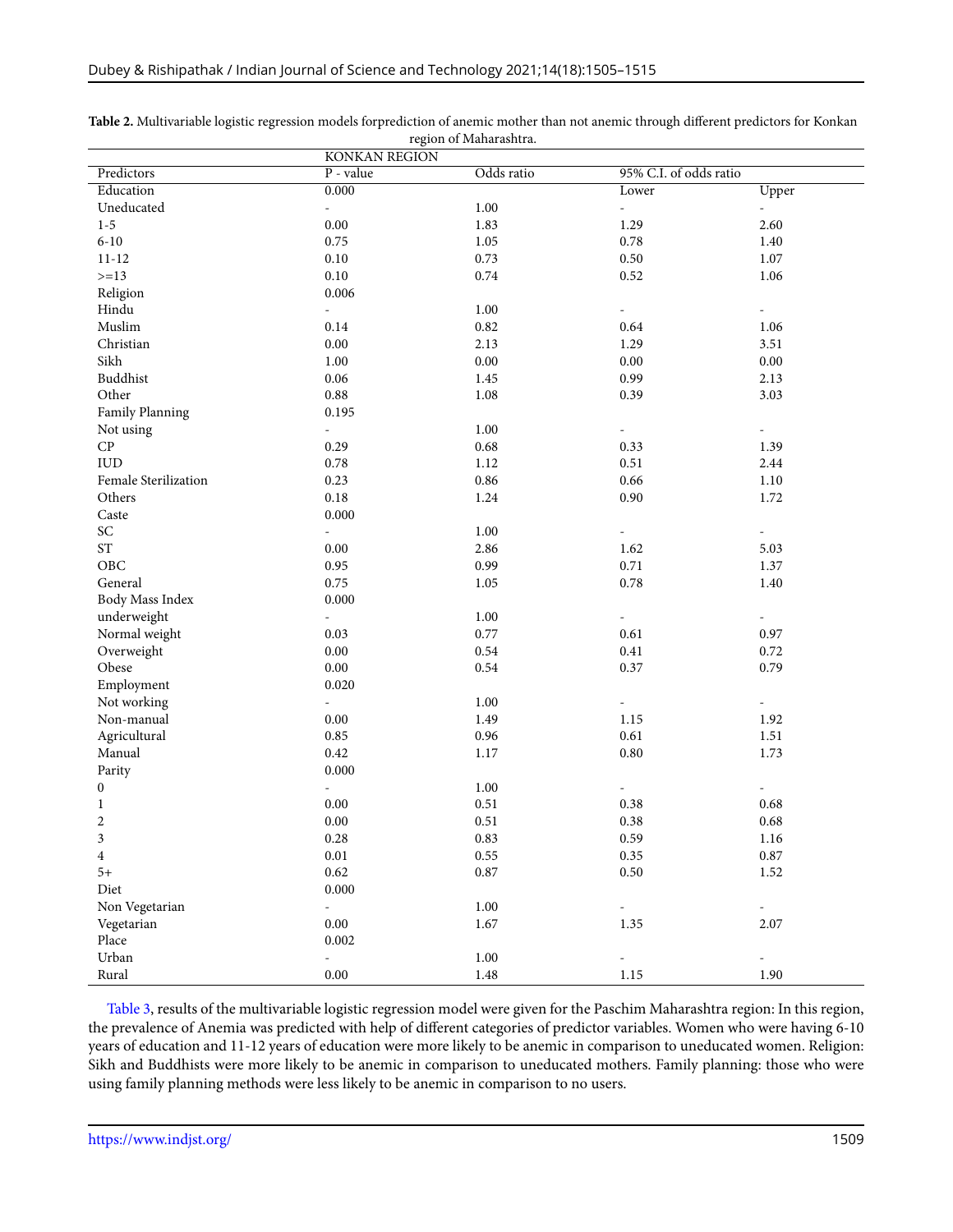**Table 2.** Multivariable logistic regression models forprediction of anemic mother than not anemic through different predictors for Konkan region of Maharashtra.

| | KONKAN REGION | | | |
|---|---|---|---|---|
| Predictors | P - value | Odds ratio | 95% C.I. of odds ratio | |
| Education | 0.000 | | Lower | Upper |
| Uneducated | - | 1.00 | - | - |
| 1-5 | 0.00 | 1.83 | 1.29 | 2.60 |
| 6-10 | 0.75 | 1.05 | 0.78 | 1.40 |
| 11-12 | 0.10 | 0.73 | 0.50 | 1.07 |
| >=13 | 0.10 | 0.74 | 0.52 | 1.06 |
| Religion | 0.006 | | | |
| Hindu | - | 1.00 | - | - |
| Muslim | 0.14 | 0.82 | 0.64 | 1.06 |
| Christian | 0.00 | 2.13 | 1.29 | 3.51 |
| Sikh | 1.00 | 0.00 | 0.00 | 0.00 |
| Buddhist | 0.06 | 1.45 | 0.99 | 2.13 |
| Other | 0.88 | 1.08 | 0.39 | 3.03 |
| Family Planning | 0.195 | | | |
| Not using | - | 1.00 | - | - |
| CP | 0.29 | 0.68 | 0.33 | 1.39 |
| IUD | 0.78 | 1.12 | 0.51 | 2.44 |
| Female Sterilization | 0.23 | 0.86 | 0.66 | 1.10 |
| Others | 0.18 | 1.24 | 0.90 | 1.72 |
| Caste | 0.000 | | | |
| SC | - | 1.00 | - | - |
| ST | 0.00 | 2.86 | 1.62 | 5.03 |
| OBC | 0.95 | 0.99 | 0.71 | 1.37 |
| General | 0.75 | 1.05 | 0.78 | 1.40 |
| Body Mass Index | 0.000 | | | |
| underweight | - | 1.00 | - | - |
| Normal weight | 0.03 | 0.77 | 0.61 | 0.97 |
| Overweight | 0.00 | 0.54 | 0.41 | 0.72 |
| Obese | 0.00 | 0.54 | 0.37 | 0.79 |
| Employment | 0.020 | | | |
| Not working | - | 1.00 | - | - |
| Non-manual | 0.00 | 1.49 | 1.15 | 1.92 |
| Agricultural | 0.85 | 0.96 | 0.61 | 1.51 |
| Manual | 0.42 | 1.17 | 0.80 | 1.73 |
| Parity | 0.000 | | | |
| 0 | - | 1.00 | - | - |
| 1 | 0.00 | 0.51 | 0.38 | 0.68 |
| 2 | 0.00 | 0.51 | 0.38 | 0.68 |
| 3 | 0.28 | 0.83 | 0.59 | 1.16 |
| 4 | 0.01 | 0.55 | 0.35 | 0.87 |
| 5+ | 0.62 | 0.87 | 0.50 | 1.52 |
| Diet | 0.000 | | | |
| Non Vegetarian | - | 1.00 | - | - |
| Vegetarian | 0.00 | 1.67 | 1.35 | 2.07 |
| Place | 0.002 | | | |
| Urban | - | 1.00 | - | - |
| Rural | 0.00 | 1.48 | 1.15 | 1.90 |

Table 3, results of the multivariable logistic regression model were given for the Paschim Maharashtra region: In this region, the prevalence of Anemia was predicted with help of different categories of predictor variables. Women who were having 6-10 years of education and 11-12 years of education were more likely to be anemic in comparison to uneducated women. Religion: Sikh and Buddhists were more likely to be anemic in comparison to uneducated mothers. Family planning: those who were using family planning methods were less likely to be anemic in comparison to no users.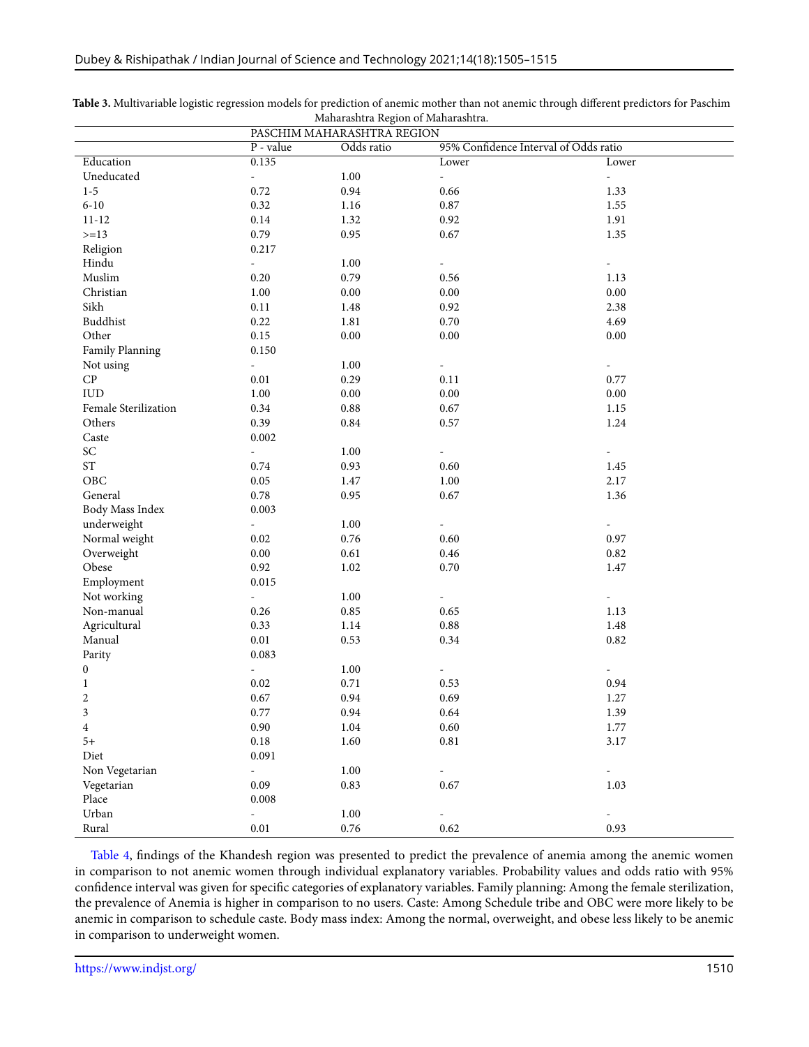**Table 3.** Multivariable logistic regression models for prediction of anemic mother than not anemic through different predictors for Paschim Maharashtra Region of Maharashtra.

| | PASCHIM MAHARASHTRA REGION | | | |
|---|---|---|---|---|
| | P - value | Odds ratio | 95% Confidence Interval of Odds ratio | |
| Education | 0.135 | | Lower | Lower |
| Uneducated | - | 1.00 | - | - |
| 1-5 | 0.72 | 0.94 | 0.66 | 1.33 |
| 6-10 | 0.32 | 1.16 | 0.87 | 1.55 |
| 11-12 | 0.14 | 1.32 | 0.92 | 1.91 |
| >=13 | 0.79 | 0.95 | 0.67 | 1.35 |
| Religion | 0.217 | | | |
| Hindu | - | 1.00 | - | - |
| Muslim | 0.20 | 0.79 | 0.56 | 1.13 |
| Christian | 1.00 | 0.00 | 0.00 | 0.00 |
| Sikh | 0.11 | 1.48 | 0.92 | 2.38 |
| Buddhist | 0.22 | 1.81 | 0.70 | 4.69 |
| Other | 0.15 | 0.00 | 0.00 | 0.00 |
| Family Planning | 0.150 | | | |
| Not using | - | 1.00 | - | - |
| CP | 0.01 | 0.29 | 0.11 | 0.77 |
| IUD | 1.00 | 0.00 | 0.00 | 0.00 |
| Female Sterilization | 0.34 | 0.88 | 0.67 | 1.15 |
| Others | 0.39 | 0.84 | 0.57 | 1.24 |
| Caste | 0.002 | | | |
| SC | - | 1.00 | - | - |
| ST | 0.74 | 0.93 | 0.60 | 1.45 |
| OBC | 0.05 | 1.47 | 1.00 | 2.17 |
| General | 0.78 | 0.95 | 0.67 | 1.36 |
| Body Mass Index | 0.003 | | | |
| underweight | - | 1.00 | - | - |
| Normal weight | 0.02 | 0.76 | 0.60 | 0.97 |
| Overweight | 0.00 | 0.61 | 0.46 | 0.82 |
| Obese | 0.92 | 1.02 | 0.70 | 1.47 |
| Employment | 0.015 | | | |
| Not working | - | 1.00 | - | - |
| Non-manual | 0.26 | 0.85 | 0.65 | 1.13 |
| Agricultural | 0.33 | 1.14 | 0.88 | 1.48 |
| Manual | 0.01 | 0.53 | 0.34 | 0.82 |
| Parity | 0.083 | | | |
| 0 | - | 1.00 | - | - |
| 1 | 0.02 | 0.71 | 0.53 | 0.94 |
| 2 | 0.67 | 0.94 | 0.69 | 1.27 |
| 3 | 0.77 | 0.94 | 0.64 | 1.39 |
| 4 | 0.90 | 1.04 | 0.60 | 1.77 |
| 5+ | 0.18 | 1.60 | 0.81 | 3.17 |
| Diet | 0.091 | | | |
| Non Vegetarian | - | 1.00 | - | - |
| Vegetarian | 0.09 | 0.83 | 0.67 | 1.03 |
| Place | 0.008 | | | |
| Urban | - | 1.00 | - | - |
| Rural | 0.01 | 0.76 | 0.62 | 0.93 |

Table 4, findings of the Khandesh region was presented to predict the prevalence of anemia among the anemic women in comparison to not anemic women through individual explanatory variables. Probability values and odds ratio with 95% confidence interval was given for specific categories of explanatory variables. Family planning: Among the female sterilization, the prevalence of Anemia is higher in comparison to no users. Caste: Among Schedule tribe and OBC were more likely to be anemic in comparison to schedule caste. Body mass index: Among the normal, overweight, and obese less likely to be anemic in comparison to underweight women.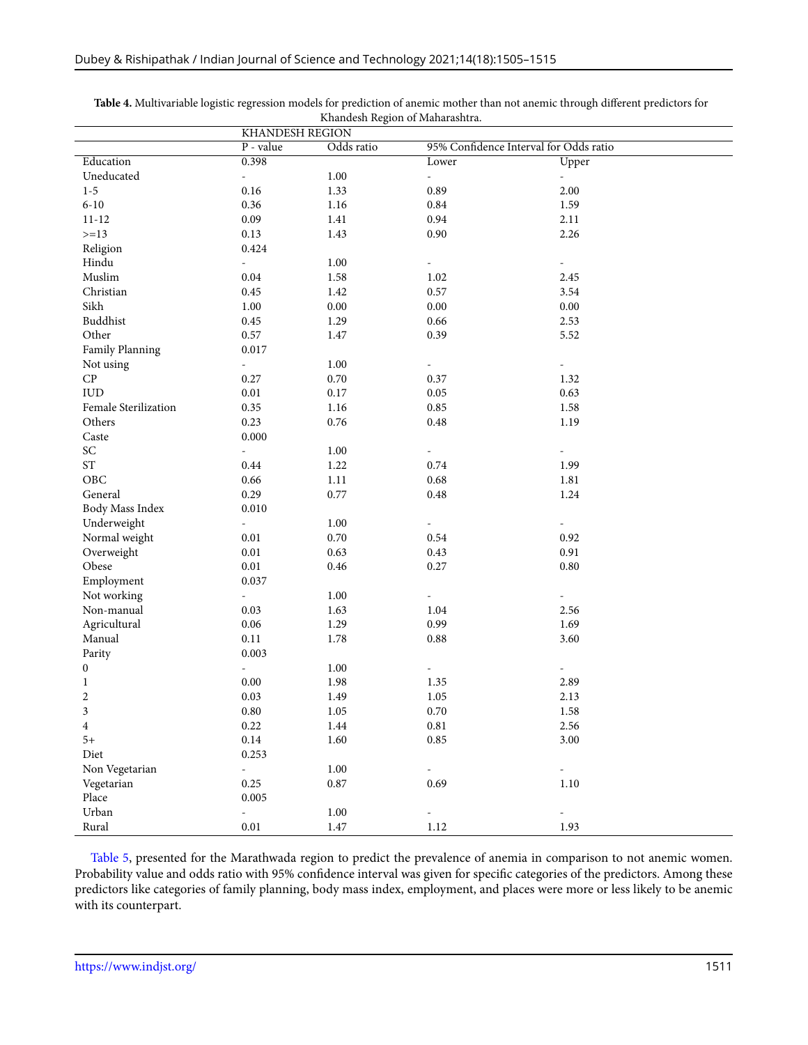**Table 4.** Multivariable logistic regression models for prediction of anemic mother than not anemic through different predictors for Khandesh Region of Maharashtra.

| | KHANDESH REGION | | | |
|---|---|---|---|---|
| | P - value | Odds ratio | 95% Confidence Interval for Odds ratio | |
| Education | 0.398 | | Lower | Upper |
| Uneducated | - | 1.00 | - | - |
| 1-5 | 0.16 | 1.33 | 0.89 | 2.00 |
| 6-10 | 0.36 | 1.16 | 0.84 | 1.59 |
| 11-12 | 0.09 | 1.41 | 0.94 | 2.11 |
| >=13 | 0.13 | 1.43 | 0.90 | 2.26 |
| Religion | 0.424 | | | |
| Hindu | - | 1.00 | - | - |
| Muslim | 0.04 | 1.58 | 1.02 | 2.45 |
| Christian | 0.45 | 1.42 | 0.57 | 3.54 |
| Sikh | 1.00 | 0.00 | 0.00 | 0.00 |
| Buddhist | 0.45 | 1.29 | 0.66 | 2.53 |
| Other | 0.57 | 1.47 | 0.39 | 5.52 |
| Family Planning | 0.017 | | | |
| Not using | - | 1.00 | - | - |
| CP | 0.27 | 0.70 | 0.37 | 1.32 |
| IUD | 0.01 | 0.17 | 0.05 | 0.63 |
| Female Sterilization | 0.35 | 1.16 | 0.85 | 1.58 |
| Others | 0.23 | 0.76 | 0.48 | 1.19 |
| Caste | 0.000 | | | |
| SC | - | 1.00 | - | - |
| ST | 0.44 | 1.22 | 0.74 | 1.99 |
| OBC | 0.66 | 1.11 | 0.68 | 1.81 |
| General | 0.29 | 0.77 | 0.48 | 1.24 |
| Body Mass Index | 0.010 | | | |
| Underweight | - | 1.00 | - | - |
| Normal weight | 0.01 | 0.70 | 0.54 | 0.92 |
| Overweight | 0.01 | 0.63 | 0.43 | 0.91 |
| Obese | 0.01 | 0.46 | 0.27 | 0.80 |
| Employment | 0.037 | | | |
| Not working | - | 1.00 | - | - |
| Non-manual | 0.03 | 1.63 | 1.04 | 2.56 |
| Agricultural | 0.06 | 1.29 | 0.99 | 1.69 |
| Manual | 0.11 | 1.78 | 0.88 | 3.60 |
| Parity | 0.003 | | | |
| 0 | - | 1.00 | - | - |
| 1 | 0.00 | 1.98 | 1.35 | 2.89 |
| 2 | 0.03 | 1.49 | 1.05 | 2.13 |
| 3 | 0.80 | 1.05 | 0.70 | 1.58 |
| 4 | 0.22 | 1.44 | 0.81 | 2.56 |
| 5+ | 0.14 | 1.60 | 0.85 | 3.00 |
| Diet | 0.253 | | | |
| Non Vegetarian | - | 1.00 | - | - |
| Vegetarian | 0.25 | 0.87 | 0.69 | 1.10 |
| Place | 0.005 | | | |
| Urban | - | 1.00 | - | - |
| Rural | 0.01 | 1.47 | 1.12 | 1.93 |

Table 5, presented for the Marathwada region to predict the prevalence of anemia in comparison to not anemic women. Probability value and odds ratio with 95% confidence interval was given for specific categories of the predictors. Among these predictors like categories of family planning, body mass index, employment, and places were more or less likely to be anemic with its counterpart.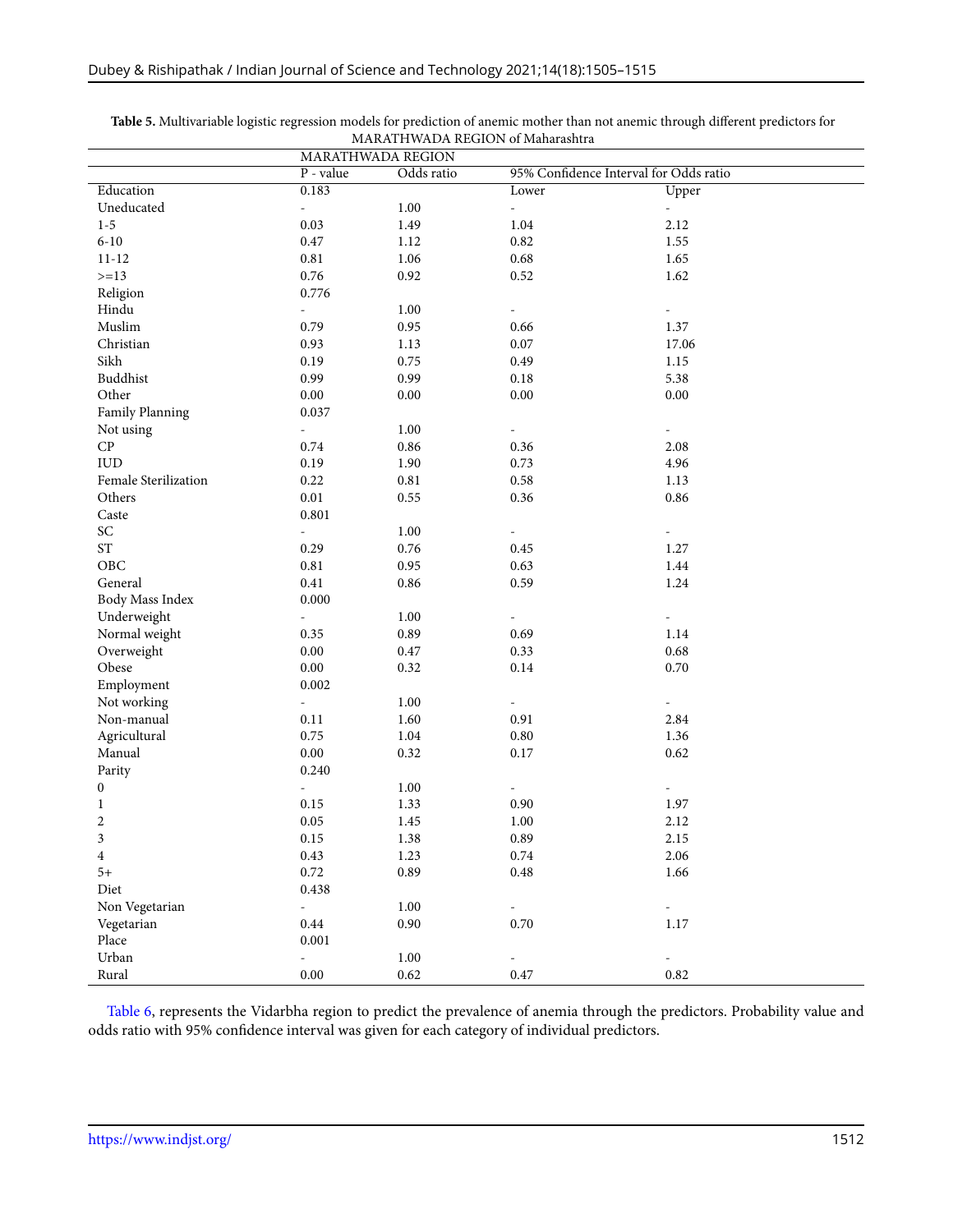**Table 5.** Multivariable logistic regression models for prediction of anemic mother than not anemic through different predictors for MARATHWADA REGION of Maharashtra

| | MARATHWADA REGION | | | |
|---|---|---|---|---|
| | P - value | Odds ratio | 95% Confidence Interval for Odds ratio | |
| Education | 0.183 | | Lower | Upper |
| Uneducated | - | 1.00 | - | - |
| 1-5 | 0.03 | 1.49 | 1.04 | 2.12 |
| 6-10 | 0.47 | 1.12 | 0.82 | 1.55 |
| 11-12 | 0.81 | 1.06 | 0.68 | 1.65 |
| >=13 | 0.76 | 0.92 | 0.52 | 1.62 |
| Religion | 0.776 | | | |
| Hindu | - | 1.00 | - | - |
| Muslim | 0.79 | 0.95 | 0.66 | 1.37 |
| Christian | 0.93 | 1.13 | 0.07 | 17.06 |
| Sikh | 0.19 | 0.75 | 0.49 | 1.15 |
| Buddhist | 0.99 | 0.99 | 0.18 | 5.38 |
| Other | 0.00 | 0.00 | 0.00 | 0.00 |
| Family Planning | 0.037 | | | |
| Not using | - | 1.00 | - | - |
| CP | 0.74 | 0.86 | 0.36 | 2.08 |
| IUD | 0.19 | 1.90 | 0.73 | 4.96 |
| Female Sterilization | 0.22 | 0.81 | 0.58 | 1.13 |
| Others | 0.01 | 0.55 | 0.36 | 0.86 |
| Caste | 0.801 | | | |
| SC | - | 1.00 | - | - |
| ST | 0.29 | 0.76 | 0.45 | 1.27 |
| OBC | 0.81 | 0.95 | 0.63 | 1.44 |
| General | 0.41 | 0.86 | 0.59 | 1.24 |
| Body Mass Index | 0.000 | | | |
| Underweight | - | 1.00 | - | - |
| Normal weight | 0.35 | 0.89 | 0.69 | 1.14 |
| Overweight | 0.00 | 0.47 | 0.33 | 0.68 |
| Obese | 0.00 | 0.32 | 0.14 | 0.70 |
| Employment | 0.002 | | | |
| Not working | - | 1.00 | - | - |
| Non-manual | 0.11 | 1.60 | 0.91 | 2.84 |
| Agricultural | 0.75 | 1.04 | 0.80 | 1.36 |
| Manual | 0.00 | 0.32 | 0.17 | 0.62 |
| Parity | 0.240 | | | |
| 0 | - | 1.00 | - | - |
| 1 | 0.15 | 1.33 | 0.90 | 1.97 |
| 2 | 0.05 | 1.45 | 1.00 | 2.12 |
| 3 | 0.15 | 1.38 | 0.89 | 2.15 |
| 4 | 0.43 | 1.23 | 0.74 | 2.06 |
| 5+ | 0.72 | 0.89 | 0.48 | 1.66 |
| Diet | 0.438 | | | |
| Non Vegetarian | - | 1.00 | - | - |
| Vegetarian | 0.44 | 0.90 | 0.70 | 1.17 |
| Place | 0.001 | | | |
| Urban | - | 1.00 | - | - |
| Rural | 0.00 | 0.62 | 0.47 | 0.82 |

Table 6, represents the Vidarbha region to predict the prevalence of anemia through the predictors. Probability value and odds ratio with 95% confidence interval was given for each category of individual predictors.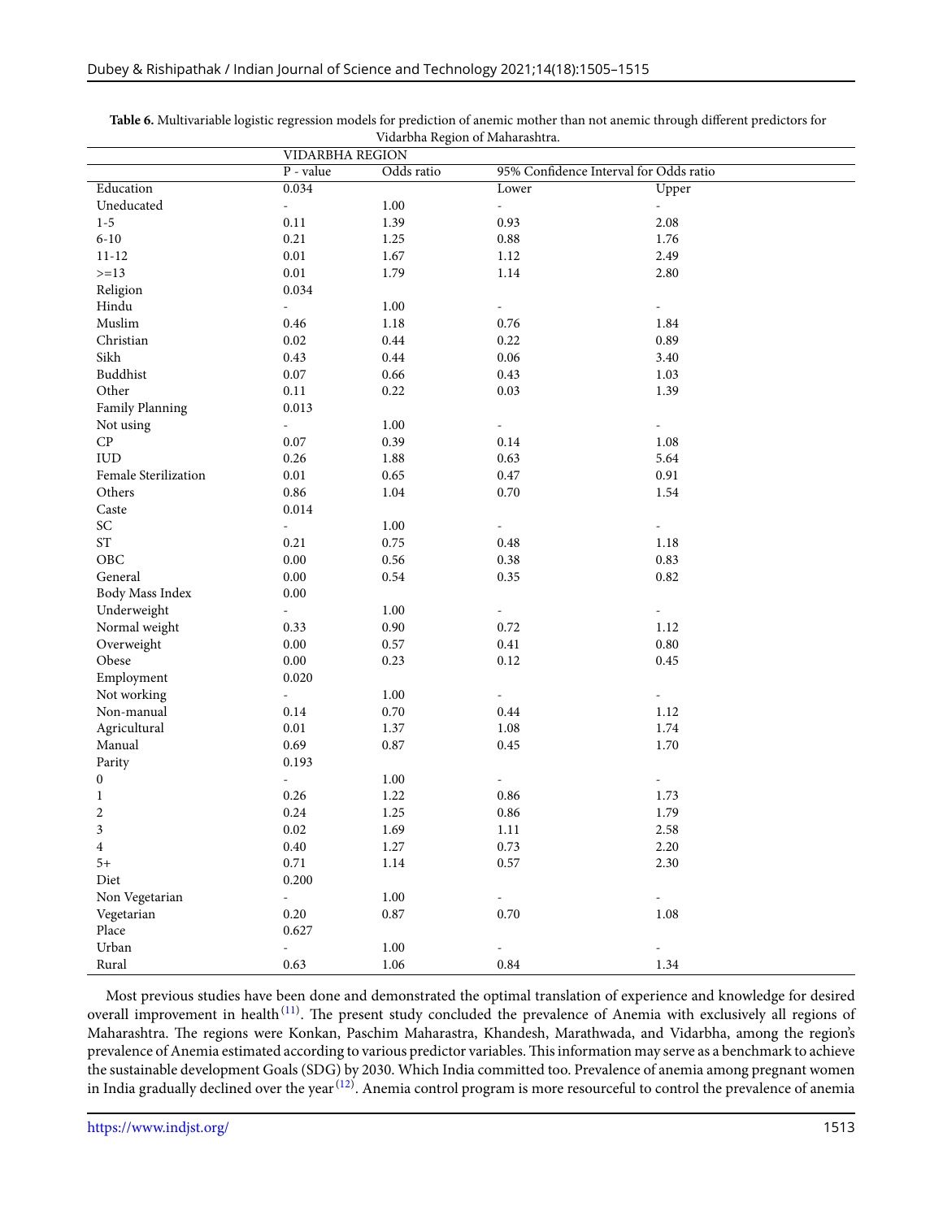**Table 6.** Multivariable logistic regression models for prediction of anemic mother than not anemic through different predictors for Vidarbha Region of Maharashtra.

| | VIDARBHA REGION | | | |
|---|---|---|---|---|
| | P - value | Odds ratio | 95% Confidence Interval for Odds ratio | |
| Education | 0.034 | | Lower | Upper |
| Uneducated | - | 1.00 | - | - |
| 1-5 | 0.11 | 1.39 | 0.93 | 2.08 |
| 6-10 | 0.21 | 1.25 | 0.88 | 1.76 |
| 11-12 | 0.01 | 1.67 | 1.12 | 2.49 |
| >=13 | 0.01 | 1.79 | 1.14 | 2.80 |
| Religion | 0.034 | | | |
| Hindu | - | 1.00 | - | - |
| Muslim | 0.46 | 1.18 | 0.76 | 1.84 |
| Christian | 0.02 | 0.44 | 0.22 | 0.89 |
| Sikh | 0.43 | 0.44 | 0.06 | 3.40 |
| Buddhist | 0.07 | 0.66 | 0.43 | 1.03 |
| Other | 0.11 | 0.22 | 0.03 | 1.39 |
| Family Planning | 0.013 | | | |
| Not using | - | 1.00 | - | - |
| CP | 0.07 | 0.39 | 0.14 | 1.08 |
| IUD | 0.26 | 1.88 | 0.63 | 5.64 |
| Female Sterilization | 0.01 | 0.65 | 0.47 | 0.91 |
| Others | 0.86 | 1.04 | 0.70 | 1.54 |
| Caste | 0.014 | | | |
| SC | - | 1.00 | - | - |
| ST | 0.21 | 0.75 | 0.48 | 1.18 |
| OBC | 0.00 | 0.56 | 0.38 | 0.83 |
| General | 0.00 | 0.54 | 0.35 | 0.82 |
| Body Mass Index | 0.00 | | | |
| Underweight | - | 1.00 | - | - |
| Normal weight | 0.33 | 0.90 | 0.72 | 1.12 |
| Overweight | 0.00 | 0.57 | 0.41 | 0.80 |
| Obese | 0.00 | 0.23 | 0.12 | 0.45 |
| Employment | 0.020 | | | |
| Not working | - | 1.00 | - | - |
| Non-manual | 0.14 | 0.70 | 0.44 | 1.12 |
| Agricultural | 0.01 | 1.37 | 1.08 | 1.74 |
| Manual | 0.69 | 0.87 | 0.45 | 1.70 |
| Parity | 0.193 | | | |
| 0 | - | 1.00 | - | - |
| 1 | 0.26 | 1.22 | 0.86 | 1.73 |
| 2 | 0.24 | 1.25 | 0.86 | 1.79 |
| 3 | 0.02 | 1.69 | 1.11 | 2.58 |
| 4 | 0.40 | 1.27 | 0.73 | 2.20 |
| 5+ | 0.71 | 1.14 | 0.57 | 2.30 |
| Diet | 0.200 | | | |
| Non Vegetarian | - | 1.00 | - | - |
| Vegetarian | 0.20 | 0.87 | 0.70 | 1.08 |
| Place | 0.627 | | | |
| Urban | - | 1.00 | - | - |
| Rural | 0.63 | 1.06 | 0.84 | 1.34 |

Most previous studies have been done and demonstrated the optimal translation of experience and knowledge for desired overall improvement in health[11]. The present study concluded the prevalence of Anemia with exclusively all regions of Maharashtra. The regions were Konkan, Paschim Maharastra, Khandesh, Marathwada, and Vidarbha, among the region's prevalence of Anemia estimated according to various predictor variables. This information may serve as a benchmark to achieve the sustainable development Goals (SDG) by 2030. Which India committed too. Prevalence of anemia among pregnant women in India gradually declined over the year[12]. Anemia control program is more resourceful to control the prevalence of anemia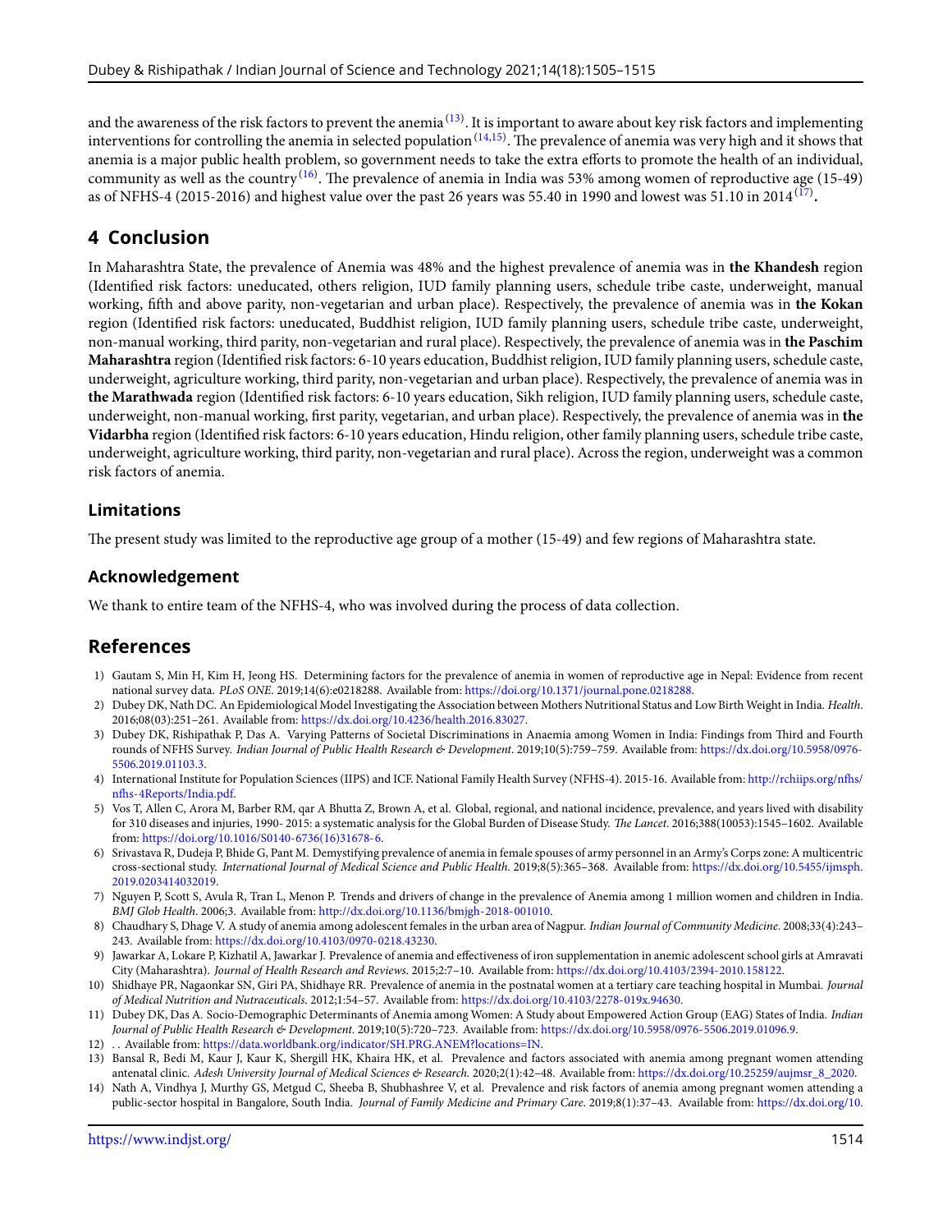and the awareness of the risk factors to prevent the anemia [13]. It is important to aware about key risk factors and implementing interventions for controlling the anemia in selected population [14,15]. The prevalence of anemia was very high and it shows that anemia is a major public health problem, so government needs to take the extra efforts to promote the health of an individual, community as well as the country [16]. The prevalence of anemia in India was 53% among women of reproductive age (15-49) as of NFHS-4 (2015-2016) and highest value over the past 26 years was 55.40 in 1990 and lowest was 51.10 in 2014 [17].

## 4 Conclusion

In Maharashtra State, the prevalence of Anemia was 48% and the highest prevalence of anemia was in **the Khandesh** region (Identified risk factors: uneducated, others religion, IUD family planning users, schedule tribe caste, underweight, manual working, fifth and above parity, non-vegetarian and urban place). Respectively, the prevalence of anemia was in **the Kokan** region (Identified risk factors: uneducated, Buddhist religion, IUD family planning users, schedule tribe caste, underweight, non-manual working, third parity, non-vegetarian and rural place). Respectively, the prevalence of anemia was in **the Paschim Maharashtra** region (Identified risk factors: 6-10 years education, Buddhist religion, IUD family planning users, schedule caste, underweight, agriculture working, third parity, non-vegetarian and urban place). Respectively, the prevalence of anemia was in **the Marathwada** region (Identified risk factors: 6-10 years education, Sikh religion, IUD family planning users, schedule caste, underweight, non-manual working, first parity, vegetarian, and urban place). Respectively, the prevalence of anemia was in **the Vidarbha** region (Identified risk factors: 6-10 years education, Hindu religion, other family planning users, schedule tribe caste, underweight, agriculture working, third parity, non-vegetarian and rural place). Across the region, underweight was a common risk factors of anemia.

### Limitations

The present study was limited to the reproductive age group of a mother (15-49) and few regions of Maharashtra state.

### Acknowledgement

We thank to entire team of the NFHS-4, who was involved during the process of data collection.

## References

1) Gautam S, Min H, Kim H, Jeong HS. Determining factors for the prevalence of anemia in women of reproductive age in Nepal: Evidence from recent national survey data. *PLoS ONE*. 2019;14(6):e0218288. Available from: https://doi.org/10.1371/journal.pone.0218288.
2) Dubey DK, Nath DC. An Epidemiological Model Investigating the Association between Mothers Nutritional Status and Low Birth Weight in India. *Health*. 2016;08(03):251–261. Available from: https://dx.doi.org/10.4236/health.2016.83027.
3) Dubey DK, Rishipathak P, Das A. Varying Patterns of Societal Discriminations in Anaemia among Women in India: Findings from Third and Fourth rounds of NFHS Survey. *Indian Journal of Public Health Research & Development*. 2019;10(5):759–759. Available from: https://dx.doi.org/10.5958/0976-5506.2019.01103.3.
4) International Institute for Population Sciences (IIPS) and ICF. National Family Health Survey (NFHS-4). 2015-16. Available from: http://rchiips.org/nfhs/nfhs-4Reports/India.pdf.
5) Vos T, Allen C, Arora M, Barber RM, qar A Bhutta Z, Brown A, et al. Global, regional, and national incidence, prevalence, and years lived with disability for 310 diseases and injuries, 1990- 2015: a systematic analysis for the Global Burden of Disease Study. *The Lancet*. 2016;388(10053):1545–1602. Available from: https://doi.org/10.1016/S0140-6736(16)31678-6.
6) Srivastava R, Dudeja P, Bhide G, Pant M. Demystifying prevalence of anemia in female spouses of army personnel in an Army's Corps zone: A multicentric cross-sectional study. *International Journal of Medical Science and Public Health*. 2019;8(5):365–368. Available from: https://dx.doi.org/10.5455/ijmsph.2019.0203414032019.
7) Nguyen P, Scott S, Avula R, Tran L, Menon P. Trends and drivers of change in the prevalence of Anemia among 1 million women and children in India. *BMJ Glob Health*. 2006;3. Available from: http://dx.doi.org/10.1136/bmjgh-2018-001010.
8) Chaudhary S, Dhage V. A study of anemia among adolescent females in the urban area of Nagpur. *Indian Journal of Community Medicine*. 2008;33(4):243–243. Available from: https://dx.doi.org/10.4103/0970-0218.43230.
9) Jawarkar A, Lokare P, Kizhatil A, Jawarkar J. Prevalence of anemia and effectiveness of iron supplementation in anemic adolescent school girls at Amravati City (Maharashtra). *Journal of Health Research and Reviews*. 2015;2:7–10. Available from: https://dx.doi.org/10.4103/2394-2010.158122.
10) Shidhaye PR, Nagaonkar SN, Giri PA, Shidhaye RR. Prevalence of anemia in the postnatal women at a tertiary care teaching hospital in Mumbai. *Journal of Medical Nutrition and Nutraceuticals*. 2012;1:54–57. Available from: https://dx.doi.org/10.4103/2278-019x.94630.
11) Dubey DK, Das A. Socio-Demographic Determinants of Anemia among Women: A Study about Empowered Action Group (EAG) States of India. *Indian Journal of Public Health Research & Development*. 2019;10(5):720–723. Available from: https://dx.doi.org/10.5958/0976-5506.2019.01096.9.
12) . . Available from: https://data.worldbank.org/indicator/SH.PRG.ANEM?locations=IN.
13) Bansal R, Bedi M, Kaur J, Kaur K, Shergill HK, Khaira HK, et al. Prevalence and factors associated with anemia among pregnant women attending antenatal clinic. *Adesh University Journal of Medical Sciences & Research*. 2020;2(1):42–48. Available from: https://dx.doi.org/10.25259/aujmsr_8_2020.
14) Nath A, Vindhya J, Murthy GS, Metgud C, Sheeba B, Shubhashree V, et al. Prevalence and risk factors of anemia among pregnant women attending a public-sector hospital in Bangalore, South India. *Journal of Family Medicine and Primary Care*. 2019;8(1):37–43. Available from: https://dx.doi.org/10.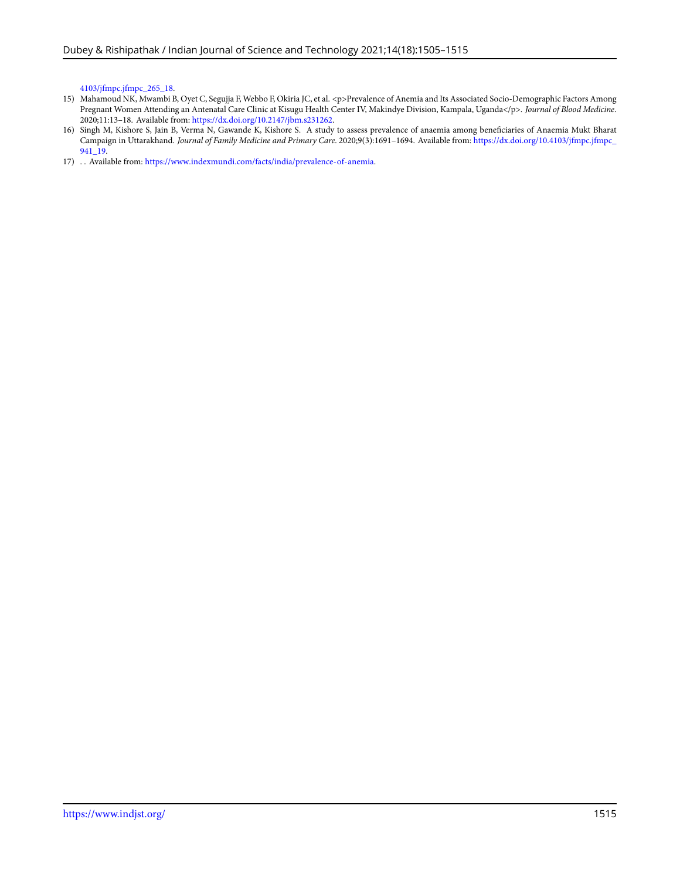4103/jfmpc.jfmpc_265_18.

15) Mahamoud NK, Mwambi B, Oyet C, Segujja F, Webbo F, Okiria JC, et al. <p>Prevalence of Anemia and Its Associated Socio-Demographic Factors Among Pregnant Women Attending an Antenatal Care Clinic at Kisugu Health Center IV, Makindye Division, Kampala, Uganda</p>. *Journal of Blood Medicine*. 2020;11:13–18. Available from: https://dx.doi.org/10.2147/jbm.s231262.
16) Singh M, Kishore S, Jain B, Verma N, Gawande K, Kishore S. A study to assess prevalence of anaemia among beneficiaries of Anaemia Mukt Bharat Campaign in Uttarakhand. *Journal of Family Medicine and Primary Care*. 2020;9(3):1691–1694. Available from: https://dx.doi.org/10.4103/jfmpc.jfmpc_941_19.
17) . . Available from: https://www.indexmundi.com/facts/india/prevalence-of-anemia.